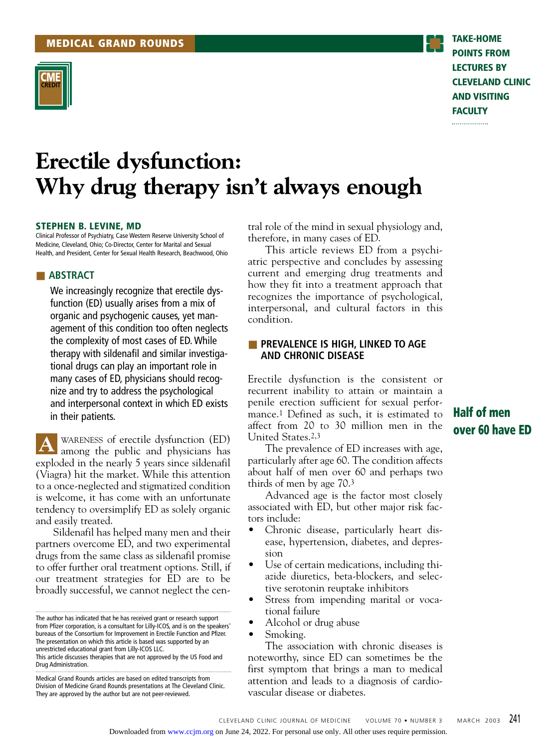MEDICAL GRAND ROUNDS

CME CREDIT

TAKE-HOME POINTS FROM LECTURES BY CLEVELAND CLINIC AND VISITING FACULTY

# Erectile dysfunction: Why drug therapy isn't always enough

**STEPHEN B. LEVINE, MD**
Clinical Professor of Psychiatry, Case Western Reserve University School of Medicine, Cleveland, Ohio; Co-Director, Center for Marital and Sexual Health, and President, Center for Sexual Health Research, Beachwood, Ohio

## ABSTRACT

We increasingly recognize that erectile dysfunction (ED) usually arises from a mix of organic and psychogenic causes, yet management of this condition too often neglects the complexity of most cases of ED. While therapy with sildenafil and similar investigational drugs can play an important role in many cases of ED, physicians should recognize and try to address the psychological and interpersonal context in which ED exists in their patients.

AWARENESS of erectile dysfunction (ED) among the public and physicians has exploded in the nearly 5 years since sildenafil (Viagra) hit the market. While this attention to a once-neglected and stigmatized condition is welcome, it has come with an unfortunate tendency to oversimplify ED as solely organic and easily treated.

Sildenafil has helped many men and their partners overcome ED, and two experimental drugs from the same class as sildenafil promise to offer further oral treatment options. Still, if our treatment strategies for ED are to be broadly successful, we cannot neglect the central role of the mind in sexual physiology and, therefore, in many cases of ED.

This article reviews ED from a psychiatric perspective and concludes by assessing current and emerging drug treatments and how they fit into a treatment approach that recognizes the importance of psychological, interpersonal, and cultural factors in this condition.

## PREVALENCE IS HIGH, LINKED TO AGE AND CHRONIC DISEASE

Erectile dysfunction is the consistent or recurrent inability to attain or maintain a penile erection sufficient for sexual performance.[1] Defined as such, it is estimated to affect from 20 to 30 million men in the United States.[2,3]

**Half of men over 60 have ED**

The prevalence of ED increases with age, particularly after age 60. The condition affects about half of men over 60 and perhaps two thirds of men by age 70.[3]

Advanced age is the factor most closely associated with ED, but other major risk factors include:

- Chronic disease, particularly heart disease, hypertension, diabetes, and depression
- Use of certain medications, including thiazide diuretics, beta-blockers, and selective serotonin reuptake inhibitors
- Stress from impending marital or vocational failure
- Alcohol or drug abuse
- Smoking.

The association with chronic diseases is noteworthy, since ED can sometimes be the first symptom that brings a man to medical attention and leads to a diagnosis of cardiovascular disease or diabetes.

---

The author has indicated that he has received grant or research support from Pfizer corporation, is a consultant for Lilly-ICOS, and is on the speakers' bureaus of the Consortium for Improvement in Erectile Function and Pfizer. The presentation on which this article is based was supported by an unrestricted educational grant from Lilly-ICOS LLC.
This article discusses therapies that are not approved by the US Food and Drug Administration.

Medical Grand Rounds articles are based on edited transcripts from Division of Medicine Grand Rounds presentations at The Cleveland Clinic. They are approved by the author but are not peer-reviewed.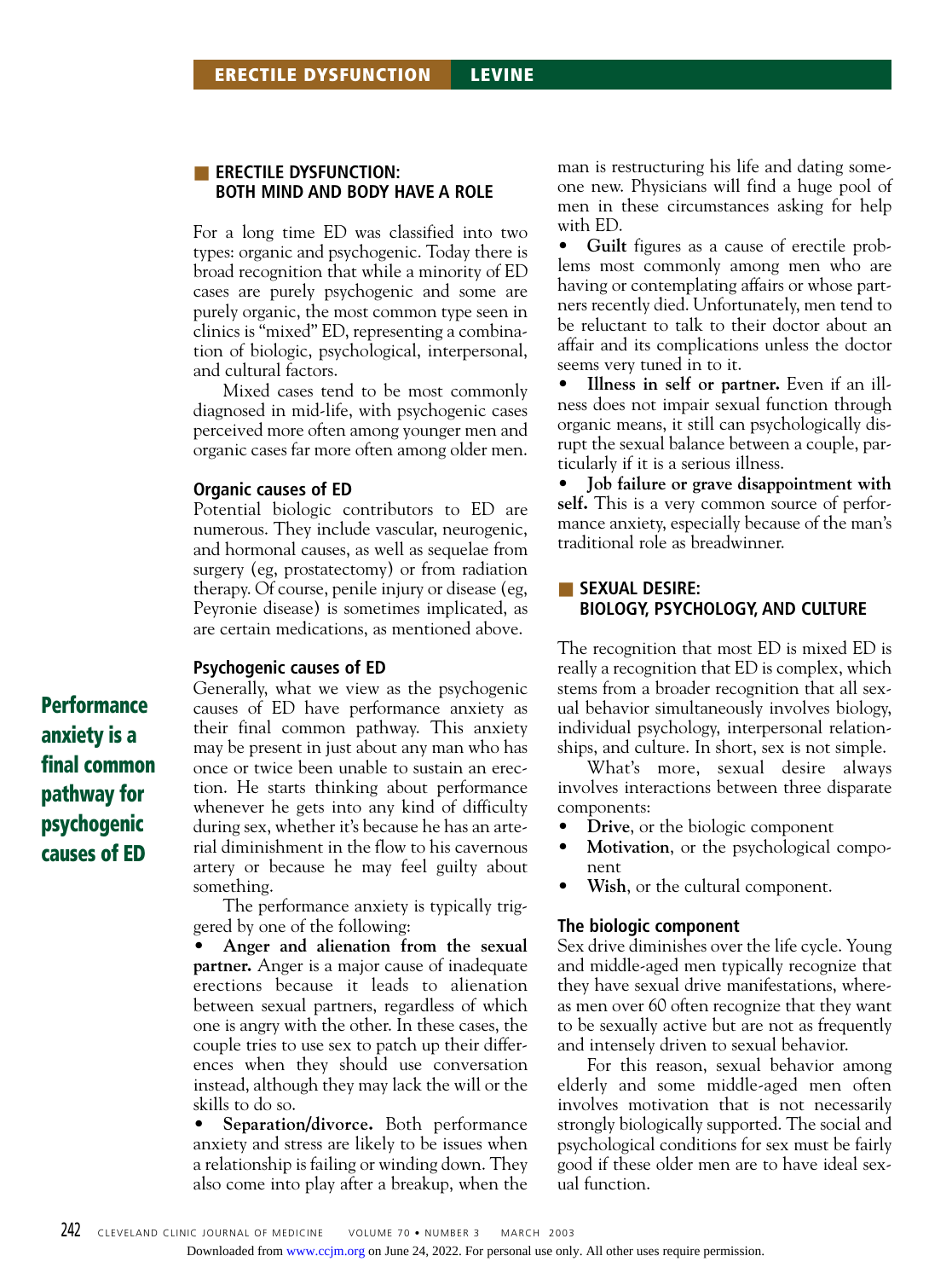## ERECTILE DYSFUNCTION: BOTH MIND AND BODY HAVE A ROLE

For a long time ED was classified into two types: organic and psychogenic. Today there is broad recognition that while a minority of ED cases are purely psychogenic and some are purely organic, the most common type seen in clinics is "mixed" ED, representing a combination of biologic, psychological, interpersonal, and cultural factors.

Mixed cases tend to be most commonly diagnosed in mid-life, with psychogenic cases perceived more often among younger men and organic cases far more often among older men.

### Organic causes of ED

Potential biologic contributors to ED are numerous. They include vascular, neurogenic, and hormonal causes, as well as sequelae from surgery (eg, prostatectomy) or from radiation therapy. Of course, penile injury or disease (eg, Peyronie disease) is sometimes implicated, as are certain medications, as mentioned above.

### Psychogenic causes of ED

**Performance anxiety is a final common pathway for psychogenic causes of ED**

Generally, what we view as the psychogenic causes of ED have performance anxiety as their final common pathway. This anxiety may be present in just about any man who has once or twice been unable to sustain an erection. He starts thinking about performance whenever he gets into any kind of difficulty during sex, whether it's because he has an arterial diminishment in the flow to his cavernous artery or because he may feel guilty about something.

The performance anxiety is typically triggered by one of the following:

- **Anger and alienation from the sexual partner.** Anger is a major cause of inadequate erections because it leads to alienation between sexual partners, regardless of which one is angry with the other. In these cases, the couple tries to use sex to patch up their differences when they should use conversation instead, although they may lack the will or the skills to do so.
- **Separation/divorce.** Both performance anxiety and stress are likely to be issues when a relationship is failing or winding down. They also come into play after a breakup, when the man is restructuring his life and dating someone new. Physicians will find a huge pool of men in these circumstances asking for help with ED.
- **Guilt** figures as a cause of erectile problems most commonly among men who are having or contemplating affairs or whose partners recently died. Unfortunately, men tend to be reluctant to talk to their doctor about an affair and its complications unless the doctor seems very tuned in to it.
- **Illness in self or partner.** Even if an illness does not impair sexual function through organic means, it still can psychologically disrupt the sexual balance between a couple, particularly if it is a serious illness.
- **Job failure or grave disappointment with self.** This is a very common source of performance anxiety, especially because of the man's traditional role as breadwinner.

## SEXUAL DESIRE: BIOLOGY, PSYCHOLOGY, AND CULTURE

The recognition that most ED is mixed ED is really a recognition that ED is complex, which stems from a broader recognition that all sexual behavior simultaneously involves biology, individual psychology, interpersonal relationships, and culture. In short, sex is not simple.

What's more, sexual desire always involves interactions between three disparate components:

- **Drive**, or the biologic component
- **Motivation**, or the psychological component
- **Wish**, or the cultural component.

### The biologic component

Sex drive diminishes over the life cycle. Young and middle-aged men typically recognize that they have sexual drive manifestations, whereas men over 60 often recognize that they want to be sexually active but are not as frequently and intensely driven to sexual behavior.

For this reason, sexual behavior among elderly and some middle-aged men often involves motivation that is not necessarily strongly biologically supported. The social and psychological conditions for sex must be fairly good if these older men are to have ideal sexual function.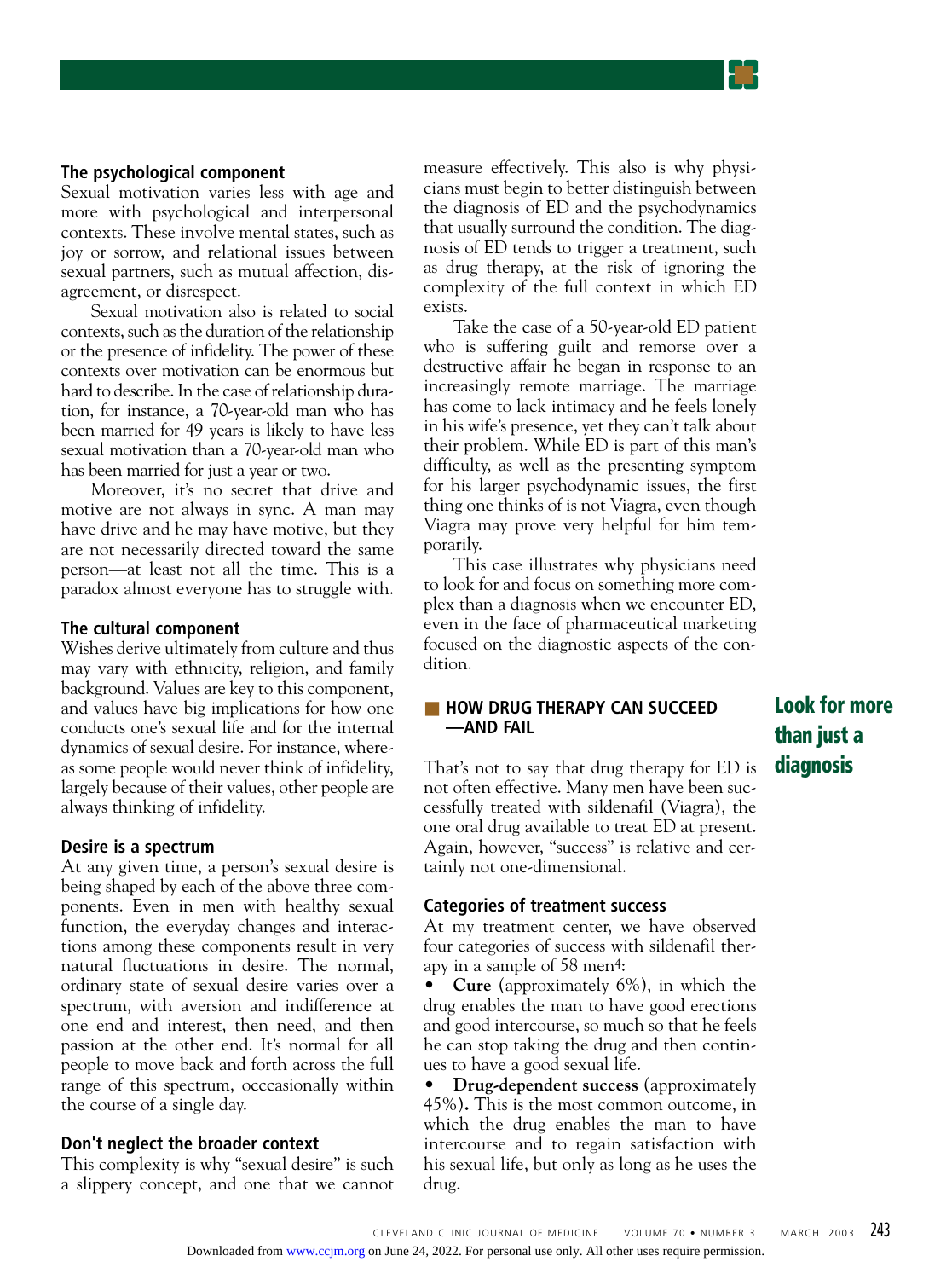### The psychological component

Sexual motivation varies less with age and more with psychological and interpersonal contexts. These involve mental states, such as joy or sorrow, and relational issues between sexual partners, such as mutual affection, disagreement, or disrespect.

Sexual motivation also is related to social contexts, such as the duration of the relationship or the presence of infidelity. The power of these contexts over motivation can be enormous but hard to describe. In the case of relationship duration, for instance, a 70-year-old man who has been married for 49 years is likely to have less sexual motivation than a 70-year-old man who has been married for just a year or two.

Moreover, it's no secret that drive and motive are not always in sync. A man may have drive and he may have motive, but they are not necessarily directed toward the same person—at least not all the time. This is a paradox almost everyone has to struggle with.

### The cultural component

Wishes derive ultimately from culture and thus may vary with ethnicity, religion, and family background. Values are key to this component, and values have big implications for how one conducts one's sexual life and for the internal dynamics of sexual desire. For instance, whereas some people would never think of infidelity, largely because of their values, other people are always thinking of infidelity.

### Desire is a spectrum

At any given time, a person's sexual desire is being shaped by each of the above three components. Even in men with healthy sexual function, the everyday changes and interactions among these components result in very natural fluctuations in desire. The normal, ordinary state of sexual desire varies over a spectrum, with aversion and indifference at one end and interest, then need, and then passion at the other end. It's normal for all people to move back and forth across the full range of this spectrum, occcasionally within the course of a single day.

### Don't neglect the broader context

This complexity is why "sexual desire" is such a slippery concept, and one that we cannot measure effectively. This also is why physicians must begin to better distinguish between the diagnosis of ED and the psychodynamics that usually surround the condition. The diagnosis of ED tends to trigger a treatment, such as drug therapy, at the risk of ignoring the complexity of the full context in which ED exists.

Take the case of a 50-year-old ED patient who is suffering guilt and remorse over a destructive affair he began in response to an increasingly remote marriage. The marriage has come to lack intimacy and he feels lonely in his wife's presence, yet they can't talk about their problem. While ED is part of this man's difficulty, as well as the presenting symptom for his larger psychodynamic issues, the first thing one thinks of is not Viagra, even though Viagra may prove very helpful for him temporarily.

This case illustrates why physicians need to look for and focus on something more complex than a diagnosis when we encounter ED, even in the face of pharmaceutical marketing focused on the diagnostic aspects of the condition.

## HOW DRUG THERAPY CAN SUCCEED —AND FAIL

**Look for more than just a diagnosis**

That's not to say that drug therapy for ED is not often effective. Many men have been successfully treated with sildenafil (Viagra), the one oral drug available to treat ED at present. Again, however, "success" is relative and certainly not one-dimensional.

### Categories of treatment success

At my treatment center, we have observed four categories of success with sildenafil therapy in a sample of 58 men[4]:

- **Cure** (approximately 6%), in which the drug enables the man to have good erections and good intercourse, so much so that he feels he can stop taking the drug and then continues to have a good sexual life.
- **Drug-dependent success** (approximately 45%). This is the most common outcome, in which the drug enables the man to have intercourse and to regain satisfaction with his sexual life, but only as long as he uses the drug.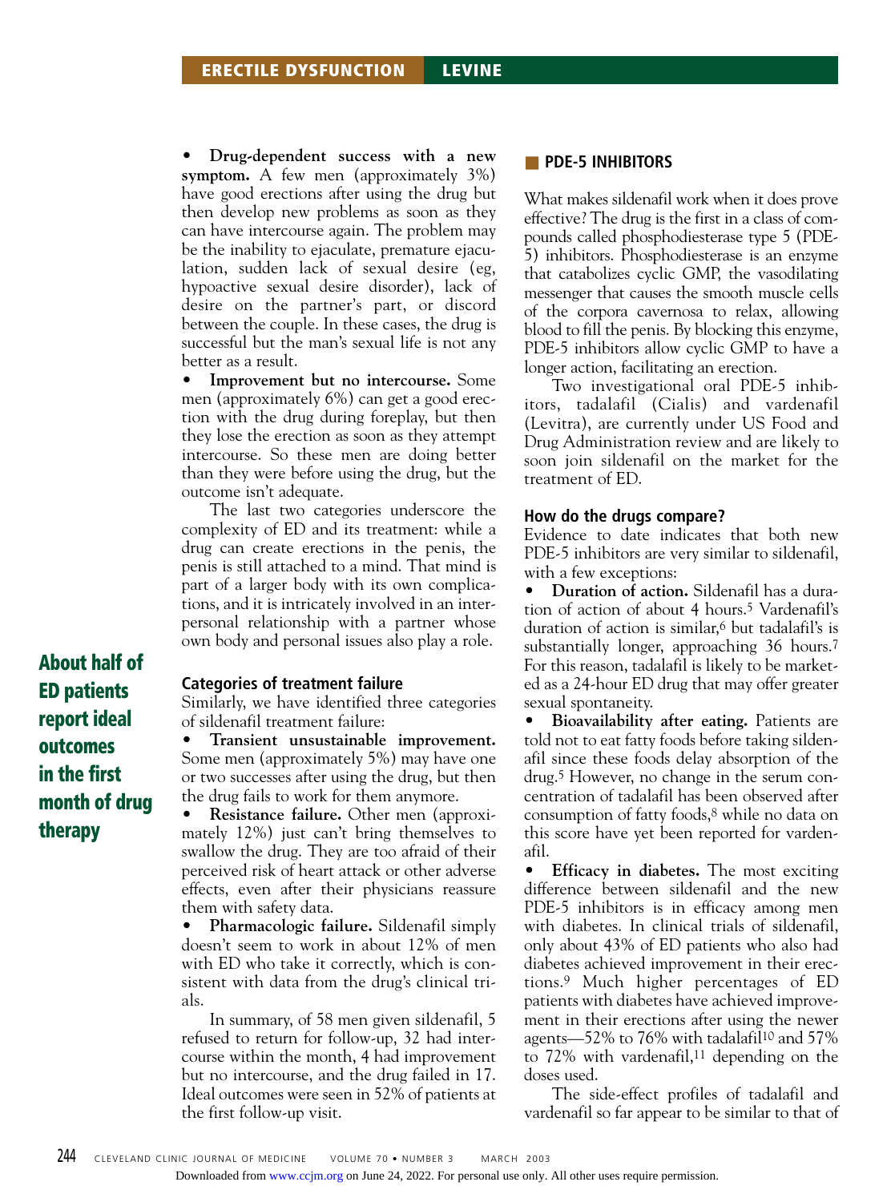- **Drug-dependent success with a new symptom.** A few men (approximately 3%) have good erections after using the drug but then develop new problems as soon as they can have intercourse again. The problem may be the inability to ejaculate, premature ejaculation, sudden lack of sexual desire (eg, hypoactive sexual desire disorder), lack of desire on the partner's part, or discord between the couple. In these cases, the drug is successful but the man's sexual life is not any better as a result.
- **Improvement but no intercourse.** Some men (approximately 6%) can get a good erection with the drug during foreplay, but then they lose the erection as soon as they attempt intercourse. So these men are doing better than they were before using the drug, but the outcome isn't adequate.

The last two categories underscore the complexity of ED and its treatment: while a drug can create erections in the penis, the penis is still attached to a mind. That mind is part of a larger body with its own complications, and it is intricately involved in an interpersonal relationship with a partner whose own body and personal issues also play a role.

**About half of ED patients report ideal outcomes in the first month of drug therapy**

### Categories of treatment failure

Similarly, we have identified three categories of sildenafil treatment failure:

- **Transient unsustainable improvement.** Some men (approximately 5%) may have one or two successes after using the drug, but then the drug fails to work for them anymore.
- **Resistance failure.** Other men (approximately 12%) just can't bring themselves to swallow the drug. They are too afraid of their perceived risk of heart attack or other adverse effects, even after their physicians reassure them with safety data.
- **Pharmacologic failure.** Sildenafil simply doesn't seem to work in about 12% of men with ED who take it correctly, which is consistent with data from the drug's clinical trials.

In summary, of 58 men given sildenafil, 5 refused to return for follow-up, 32 had intercourse within the month, 4 had improvement but no intercourse, and the drug failed in 17. Ideal outcomes were seen in 52% of patients at the first follow-up visit.

## PDE-5 INHIBITORS

What makes sildenafil work when it does prove effective? The drug is the first in a class of compounds called phosphodiesterase type 5 (PDE-5) inhibitors. Phosphodiesterase is an enzyme that catabolizes cyclic GMP, the vasodilating messenger that causes the smooth muscle cells of the corpora cavernosa to relax, allowing blood to fill the penis. By blocking this enzyme, PDE-5 inhibitors allow cyclic GMP to have a longer action, facilitating an erection.

Two investigational oral PDE-5 inhibitors, tadalafil (Cialis) and vardenafil (Levitra), are currently under US Food and Drug Administration review and are likely to soon join sildenafil on the market for the treatment of ED.

### How do the drugs compare?

Evidence to date indicates that both new PDE-5 inhibitors are very similar to sildenafil, with a few exceptions:

- **Duration of action.** Sildenafil has a duration of action of about 4 hours.[5] Vardenafil's duration of action is similar,[6] but tadalafil's is substantially longer, approaching 36 hours.[7] For this reason, tadalafil is likely to be marketed as a 24-hour ED drug that may offer greater sexual spontaneity.
- **Bioavailability after eating.** Patients are told not to eat fatty foods before taking sildenafil since these foods delay absorption of the drug.[5] However, no change in the serum concentration of tadalafil has been observed after consumption of fatty foods,[8] while no data on this score have yet been reported for vardenafil.
- **Efficacy in diabetes.** The most exciting difference between sildenafil and the new PDE-5 inhibitors is in efficacy among men with diabetes. In clinical trials of sildenafil, only about 43% of ED patients who also had diabetes achieved improvement in their erections.[9] Much higher percentages of ED patients with diabetes have achieved improvement in their erections after using the newer agents—52% to 76% with tadalafil[10] and 57% to 72% with vardenafil,[11] depending on the doses used.

The side-effect profiles of tadalafil and vardenafil so far appear to be similar to that of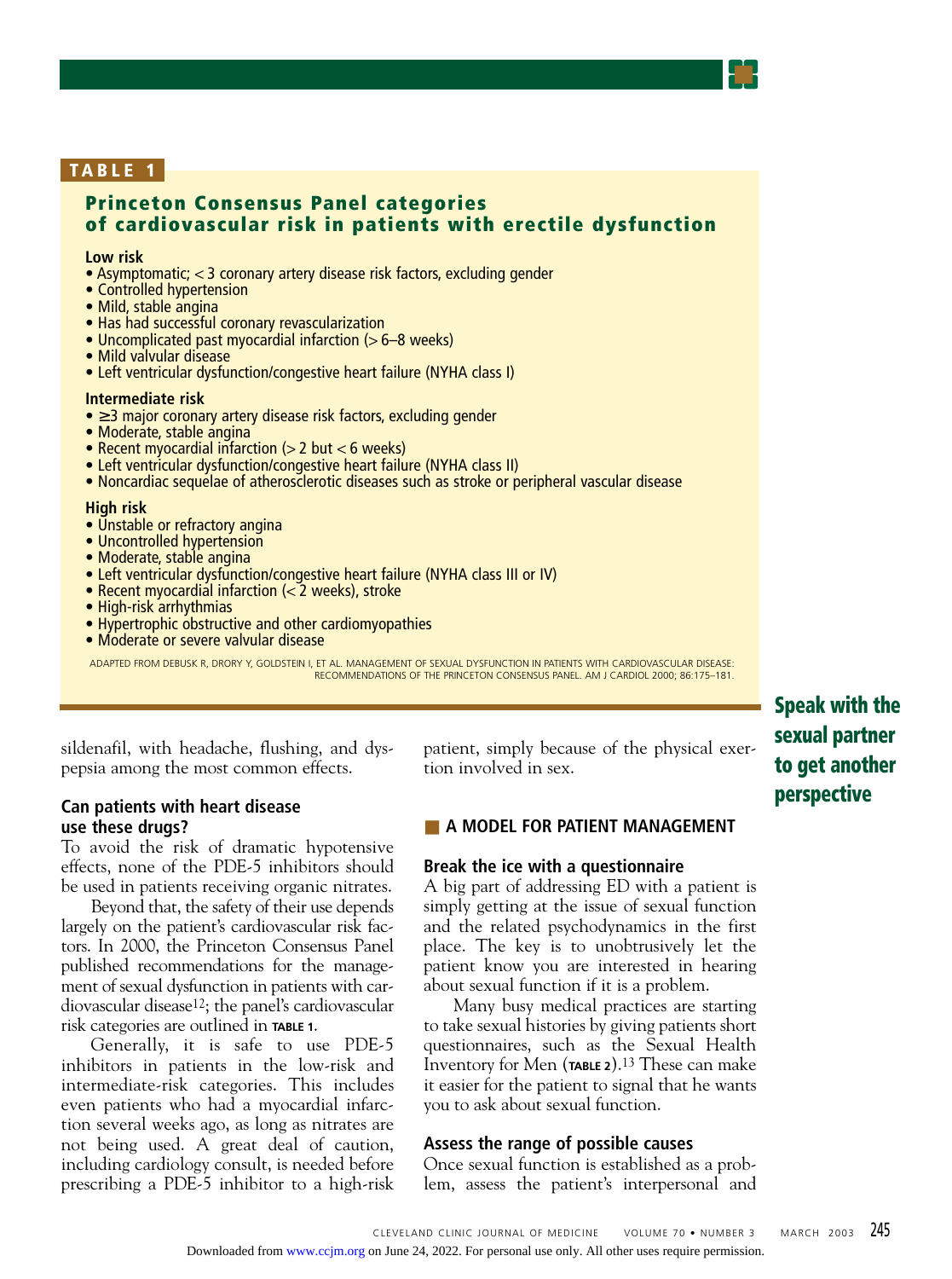**TABLE 1**

**Princeton Consensus Panel categories of cardiovascular risk in patients with erectile dysfunction**

**Low risk**
- Asymptomatic; < 3 coronary artery disease risk factors, excluding gender
- Controlled hypertension
- Mild, stable angina
- Has had successful coronary revascularization
- Uncomplicated past myocardial infarction (> 6–8 weeks)
- Mild valvular disease
- Left ventricular dysfunction/congestive heart failure (NYHA class I)

**Intermediate risk**
- ≥3 major coronary artery disease risk factors, excluding gender
- Moderate, stable angina
- Recent myocardial infarction (> 2 but < 6 weeks)
- Left ventricular dysfunction/congestive heart failure (NYHA class II)
- Noncardiac sequelae of atherosclerotic diseases such as stroke or peripheral vascular disease

**High risk**
- Unstable or refractory angina
- Uncontrolled hypertension
- Moderate, stable angina
- Left ventricular dysfunction/congestive heart failure (NYHA class III or IV)
- Recent myocardial infarction (< 2 weeks), stroke
- High-risk arrhythmias
- Hypertrophic obstructive and other cardiomyopathies
- Moderate or severe valvular disease

ADAPTED FROM DEBUSK R, DRORY Y, GOLDSTEIN I, ET AL. MANAGEMENT OF SEXUAL DYSFUNCTION IN PATIENTS WITH CARDIOVASCULAR DISEASE: RECOMMENDATIONS OF THE PRINCETON CONSENSUS PANEL. AM J CARDIOL 2000; 86:175–181.

sildenafil, with headache, flushing, and dyspepsia among the most common effects.

### Can patients with heart disease use these drugs?

To avoid the risk of dramatic hypotensive effects, none of the PDE-5 inhibitors should be used in patients receiving organic nitrates.

Beyond that, the safety of their use depends largely on the patient's cardiovascular risk factors. In 2000, the Princeton Consensus Panel published recommendations for the management of sexual dysfunction in patients with cardiovascular disease[12]; the panel's cardiovascular risk categories are outlined in **TABLE 1**.

Generally, it is safe to use PDE-5 inhibitors in patients in the low-risk and intermediate-risk categories. This includes even patients who had a myocardial infarction several weeks ago, as long as nitrates are not being used. A great deal of caution, including cardiology consult, is needed before prescribing a PDE-5 inhibitor to a high-risk patient, simply because of the physical exertion involved in sex.

## A MODEL FOR PATIENT MANAGEMENT

### Break the ice with a questionnaire

A big part of addressing ED with a patient is simply getting at the issue of sexual function and the related psychodynamics in the first place. The key is to unobtrusively let the patient know you are interested in hearing about sexual function if it is a problem.

Many busy medical practices are starting to take sexual histories by giving patients short questionnaires, such as the Sexual Health Inventory for Men (**TABLE 2**).[13] These can make it easier for the patient to signal that he wants you to ask about sexual function.

**Speak with the sexual partner to get another perspective**

### Assess the range of possible causes

Once sexual function is established as a problem, assess the patient's interpersonal and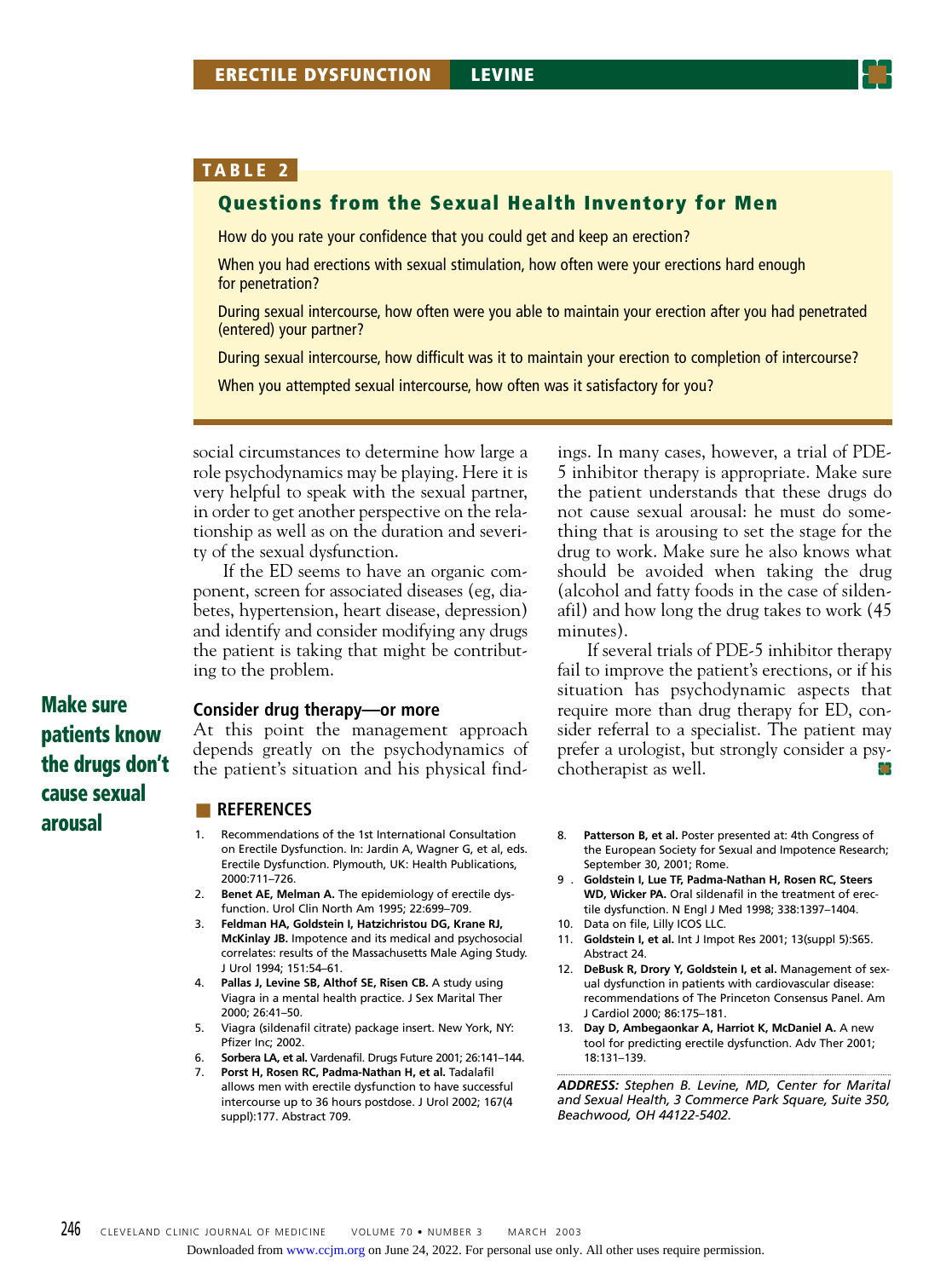## TABLE 2

### Questions from the Sexual Health Inventory for Men

How do you rate your confidence that you could get and keep an erection?

When you had erections with sexual stimulation, how often were your erections hard enough for penetration?

During sexual intercourse, how often were you able to maintain your erection after you had penetrated (entered) your partner?

During sexual intercourse, how difficult was it to maintain your erection to completion of intercourse?

When you attempted sexual intercourse, how often was it satisfactory for you?

social circumstances to determine how large a role psychodynamics may be playing. Here it is very helpful to speak with the sexual partner, in order to get another perspective on the relationship as well as on the duration and severity of the sexual dysfunction.

If the ED seems to have an organic component, screen for associated diseases (eg, diabetes, hypertension, heart disease, depression) and identify and consider modifying any drugs the patient is taking that might be contributing to the problem.

**Make sure patients know the drugs don't cause sexual arousal**

### Consider drug therapy—or more

At this point the management approach depends greatly on the psychodynamics of the patient's situation and his physical findings. In many cases, however, a trial of PDE-5 inhibitor therapy is appropriate. Make sure the patient understands that these drugs do not cause sexual arousal: he must do something that is arousing to set the stage for the drug to work. Make sure he also knows what should be avoided when taking the drug (alcohol and fatty foods in the case of sildenafil) and how long the drug takes to work (45 minutes).

If several trials of PDE-5 inhibitor therapy fail to improve the patient's erections, or if his situation has psychodynamic aspects that require more than drug therapy for ED, consider referral to a specialist. The patient may prefer a urologist, but strongly consider a psychotherapist as well.

## REFERENCES

1. Recommendations of the 1st International Consultation on Erectile Dysfunction. In: Jardin A, Wagner G, et al, eds. Erectile Dysfunction. Plymouth, UK: Health Publications, 2000:711–726.
2. **Benet AE, Melman A.** The epidemiology of erectile dysfunction. Urol Clin North Am 1995; 22:699–709.
3. **Feldman HA, Goldstein I, Hatzichristou DG, Krane RJ, McKinlay JB.** Impotence and its medical and psychosocial correlates: results of the Massachusetts Male Aging Study. J Urol 1994; 151:54–61.
4. **Pallas J, Levine SB, Althof SE, Risen CB.** A study using Viagra in a mental health practice. J Sex Marital Ther 2000; 26:41–50.
5. Viagra (sildenafil citrate) package insert. New York, NY: Pfizer Inc; 2002.
6. **Sorbera LA, et al.** Vardenafil. Drugs Future 2001; 26:141–144.
7. **Porst H, Rosen RC, Padma-Nathan H, et al.** Tadalafil allows men with erectile dysfunction to have successful intercourse up to 36 hours postdose. J Urol 2002; 167(4 suppl):177. Abstract 709.
8. **Patterson B, et al.** Poster presented at: 4th Congress of the European Society for Sexual and Impotence Research; September 30, 2001; Rome.
9. **Goldstein I, Lue TF, Padma-Nathan H, Rosen RC, Steers WD, Wicker PA.** Oral sildenafil in the treatment of erectile dysfunction. N Engl J Med 1998; 338:1397–1404.
10. Data on file, Lilly ICOS LLC.
11. **Goldstein I, et al.** Int J Impot Res 2001; 13(suppl 5):S65. Abstract 24.
12. **DeBusk R, Drory Y, Goldstein I, et al.** Management of sexual dysfunction in patients with cardiovascular disease: recommendations of The Princeton Consensus Panel. Am J Cardiol 2000; 86:175–181.
13. **Day D, Ambegaonkar A, Harriot K, McDaniel A.** A new tool for predicting erectile dysfunction. Adv Ther 2001; 18:131–139.

***ADDRESS:*** *Stephen B. Levine, MD, Center for Marital and Sexual Health, 3 Commerce Park Square, Suite 350, Beachwood, OH 44122-5402.*